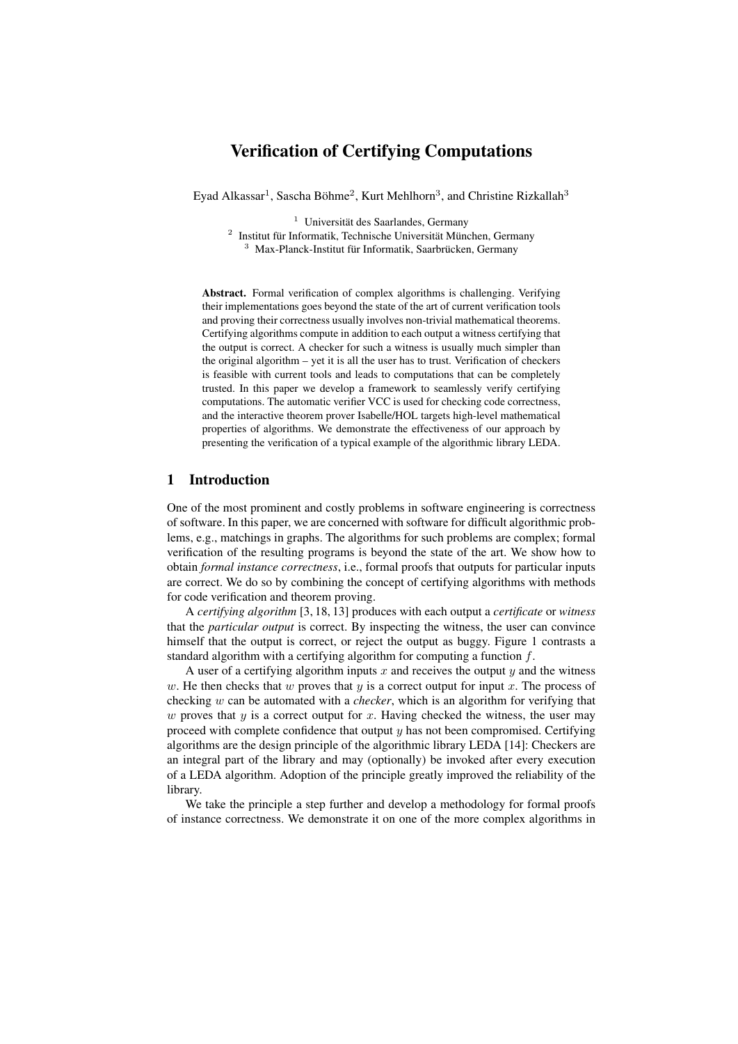# Verification of Certifying Computations

Eyad Alkassar[1], Sascha Böhme[2], Kurt Mehlhorn[3], and Christine Rizkallah[3]

[1] Universität des Saarlandes, Germany
[2] Institut für Informatik, Technische Universität München, Germany
[3] Max-Planck-Institut für Informatik, Saarbrücken, Germany

**Abstract.** Formal verification of complex algorithms is challenging. Verifying their implementations goes beyond the state of the art of current verification tools and proving their correctness usually involves non-trivial mathematical theorems. Certifying algorithms compute in addition to each output a witness certifying that the output is correct. A checker for such a witness is usually much simpler than the original algorithm – yet it is all the user has to trust. Verification of checkers is feasible with current tools and leads to computations that can be completely trusted. In this paper we develop a framework to seamlessly verify certifying computations. The automatic verifier VCC is used for checking code correctness, and the interactive theorem prover Isabelle/HOL targets high-level mathematical properties of algorithms. We demonstrate the effectiveness of our approach by presenting the verification of a typical example of the algorithmic library LEDA.

## 1 Introduction

One of the most prominent and costly problems in software engineering is correctness of software. In this paper, we are concerned with software for difficult algorithmic problems, e.g., matchings in graphs. The algorithms for such problems are complex; formal verification of the resulting programs is beyond the state of the art. We show how to obtain *formal instance correctness*, i.e., formal proofs that outputs for particular inputs are correct. We do so by combining the concept of certifying algorithms with methods for code verification and theorem proving.

A *certifying algorithm* [3, 18, 13] produces with each output a *certificate* or *witness* that the *particular output* is correct. By inspecting the witness, the user can convince himself that the output is correct, or reject the output as buggy. Figure 1 contrasts a standard algorithm with a certifying algorithm for computing a function $f$.

A user of a certifying algorithm inputs $x$ and receives the output $y$ and the witness $w$. He then checks that $w$ proves that $y$ is a correct output for input $x$. The process of checking $w$ can be automated with a *checker*, which is an algorithm for verifying that $w$ proves that $y$ is a correct output for $x$. Having checked the witness, the user may proceed with complete confidence that output $y$ has not been compromised. Certifying algorithms are the design principle of the algorithmic library LEDA [14]: Checkers are an integral part of the library and may (optionally) be invoked after every execution of a LEDA algorithm. Adoption of the principle greatly improved the reliability of the library.

We take the principle a step further and develop a methodology for formal proofs of instance correctness. We demonstrate it on one of the more complex algorithms in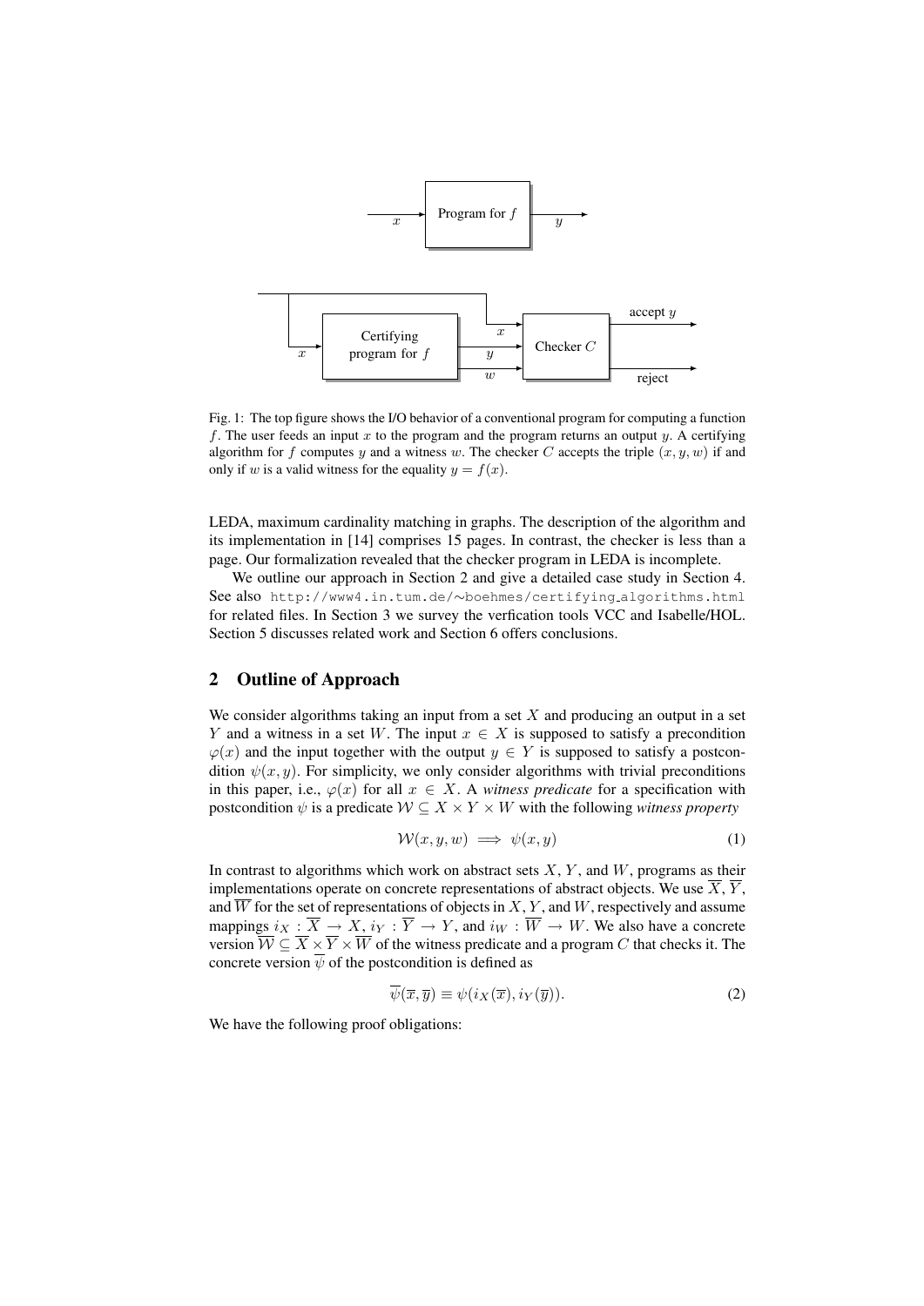Fig. 1: The top figure shows the I/O behavior of a conventional program for computing a function $f$. The user feeds an input $x$ to the program and the program returns an output $y$. A certifying algorithm for $f$ computes $y$ and a witness $w$. The checker $C$ accepts the triple $(x, y, w)$ if and only if $w$ is a valid witness for the equality $y = f(x)$.

LEDA, maximum cardinality matching in graphs. The description of the algorithm and its implementation in [14] comprises 15 pages. In contrast, the checker is less than a page. Our formalization revealed that the checker program in LEDA is incomplete.

We outline our approach in Section 2 and give a detailed case study in Section 4. See also http://www4.in.tum.de/∼boehmes/certifying_algorithms.html for related files. In Section 3 we survey the verfication tools VCC and Isabelle/HOL. Section 5 discusses related work and Section 6 offers conclusions.

## 2 Outline of Approach

We consider algorithms taking an input from a set $X$ and producing an output in a set $Y$ and a witness in a set $W$. The input $x \in X$ is supposed to satisfy a precondition $\varphi(x)$ and the input together with the output $y \in Y$ is supposed to satisfy a postcondition $\psi(x, y)$. For simplicity, we only consider algorithms with trivial preconditions in this paper, i.e., $\varphi(x)$ for all $x \in X$. A *witness predicate* for a specification with postcondition $\psi$ is a predicate $\mathcal{W} \subseteq X \times Y \times W$ with the following *witness property*

$$\mathcal{W}(x, y, w) \implies \psi(x, y) \tag{1}$$

In contrast to algorithms which work on abstract sets $X$, $Y$, and $W$, programs as their implementations operate on concrete representations of abstract objects. We use $\overline{X}$, $\overline{Y}$, and $\overline{W}$ for the set of representations of objects in $X$, $Y$, and $W$, respectively and assume mappings $i_X : \overline{X} \to X$, $i_Y : \overline{Y} \to Y$, and $i_W : \overline{W} \to W$. We also have a concrete version $\overline{\mathcal{W}} \subseteq \overline{X} \times \overline{Y} \times \overline{W}$ of the witness predicate and a program $C$ that checks it. The concrete version $\overline{\psi}$ of the postcondition is defined as

$$\overline{\psi}(\overline{x}, \overline{y}) \equiv \psi(i_X(\overline{x}), i_Y(\overline{y})). \tag{2}$$

We have the following proof obligations: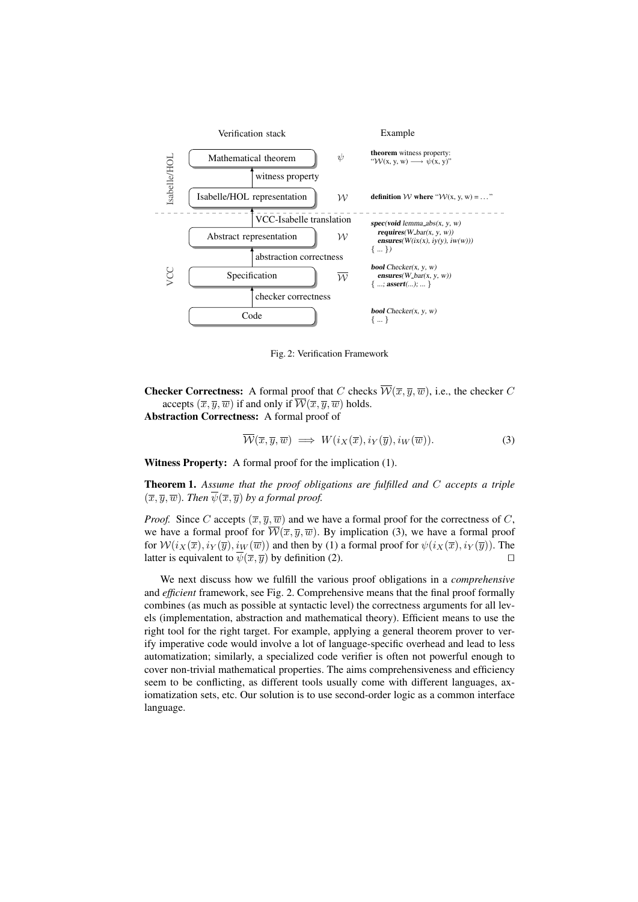Verification stack — Example

| | Verification stack | | Example |
|---|---|---|---|
| Isabelle/HOL | Mathematical theorem | $\psi$ | **theorem** witness property: "$\mathcal{W}$(x, y, w) ⟶ $\psi$(x, y)" |
| | ↑ witness property | | |
| | Isabelle/HOL representation | $\mathcal{W}$ | **definition** $\mathcal{W}$ **where** "$\mathcal{W}$(x, y, w) = . . ." |
| | ↑ VCC-Isabelle translation | | |
| VCC | Abstract representation | $\mathcal{W}$ | ***spec(void** lemma_abs(x, y, w)* ***requires**(W_bar(x, y, w))* ***ensures**(W(ix(x), iy(y), iw(w)))* { ... }) |
| | ↑ abstraction correctness | | |
| | Specification | $\overline{\mathcal{W}}$ | ***bool** Checker(x, y, w)* ***ensures**(W_bar(x, y, w))* { ...; ***assert**(...)*; ... } |
| | ↑ checker correctness | | |
| | Code | | ***bool** Checker(x, y, w)* { ... } |

Fig. 2: Verification Framework

**Checker Correctness:** A formal proof that $C$ checks $\overline{\mathcal{W}}(\overline{x}, \overline{y}, \overline{w})$, i.e., the checker $C$ accepts $(\overline{x}, \overline{y}, \overline{w})$ if and only if $\overline{\mathcal{W}}(\overline{x}, \overline{y}, \overline{w})$ holds.

**Abstraction Correctness:** A formal proof of

$$\overline{\mathcal{W}}(\overline{x}, \overline{y}, \overline{w}) \implies W(i_X(\overline{x}), i_Y(\overline{y}), i_W(\overline{w})). \tag{3}$$

**Witness Property:** A formal proof for the implication (1).

**Theorem 1.** *Assume that the proof obligations are fulfilled and $C$ accepts a triple $(\overline{x}, \overline{y}, \overline{w})$. Then $\overline{\psi}(\overline{x}, \overline{y})$ by a formal proof.*

*Proof.* Since $C$ accepts $(\overline{x}, \overline{y}, \overline{w})$ and we have a formal proof for the correctness of $C$, we have a formal proof for $\overline{\mathcal{W}}(\overline{x}, \overline{y}, \overline{w})$. By implication (3), we have a formal proof for $\mathcal{W}(i_X(\overline{x}), i_Y(\overline{y}), i_W(\overline{w}))$ and then by (1) a formal proof for $\psi(i_X(\overline{x}), i_Y(\overline{y}))$. The latter is equivalent to $\overline{\psi}(\overline{x}, \overline{y})$ by definition (2). □

We next discuss how we fulfill the various proof obligations in a *comprehensive* and *efficient* framework, see Fig. 2. Comprehensive means that the final proof formally combines (as much as possible at syntactic level) the correctness arguments for all levels (implementation, abstraction and mathematical theory). Efficient means to use the right tool for the right target. For example, applying a general theorem prover to verify imperative code would involve a lot of language-specific overhead and lead to less automatization; similarly, a specialized code verifier is often not powerful enough to cover non-trivial mathematical properties. The aims comprehensiveness and efficiency seem to be conflicting, as different tools usually come with different languages, axiomatization sets, etc. Our solution is to use second-order logic as a common interface language.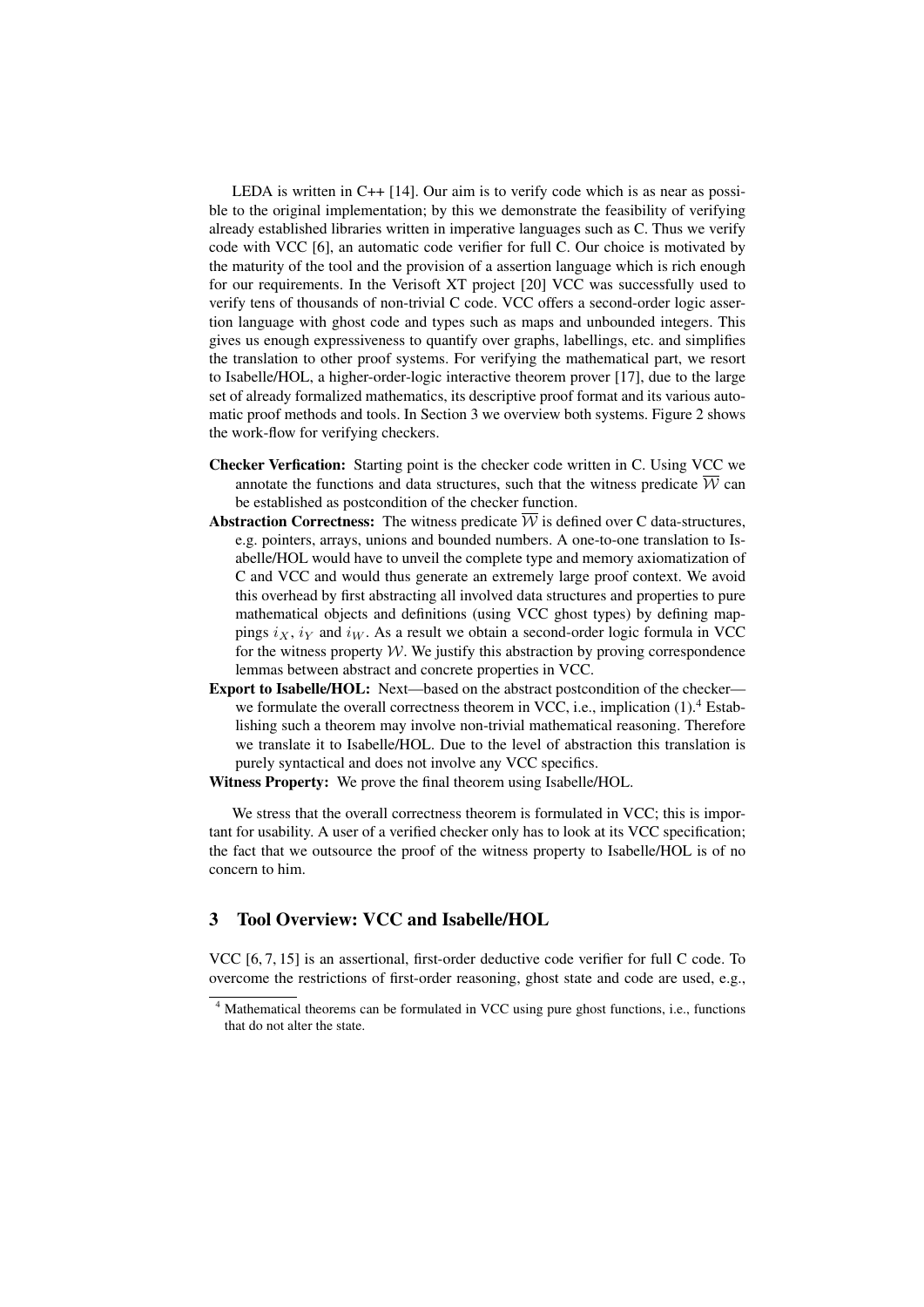LEDA is written in C++ [14]. Our aim is to verify code which is as near as possible to the original implementation; by this we demonstrate the feasibility of verifying already established libraries written in imperative languages such as C. Thus we verify code with VCC [6], an automatic code verifier for full C. Our choice is motivated by the maturity of the tool and the provision of a assertion language which is rich enough for our requirements. In the Verisoft XT project [20] VCC was successfully used to verify tens of thousands of non-trivial C code. VCC offers a second-order logic assertion language with ghost code and types such as maps and unbounded integers. This gives us enough expressiveness to quantify over graphs, labellings, etc. and simplifies the translation to other proof systems. For verifying the mathematical part, we resort to Isabelle/HOL, a higher-order-logic interactive theorem prover [17], due to the large set of already formalized mathematics, its descriptive proof format and its various automatic proof methods and tools. In Section 3 we overview both systems. Figure 2 shows the work-flow for verifying checkers.

- **Checker Verfication:** Starting point is the checker code written in C. Using VCC we annotate the functions and data structures, such that the witness predicate $\overline{\mathcal{W}}$ can be established as postcondition of the checker function.
- **Abstraction Correctness:** The witness predicate $\overline{\mathcal{W}}$ is defined over C data-structures, e.g. pointers, arrays, unions and bounded numbers. A one-to-one translation to Isabelle/HOL would have to unveil the complete type and memory axiomatization of C and VCC and would thus generate an extremely large proof context. We avoid this overhead by first abstracting all involved data structures and properties to pure mathematical objects and definitions (using VCC ghost types) by defining mappings $i_X$, $i_Y$ and $i_W$. As a result we obtain a second-order logic formula in VCC for the witness property $\mathcal{W}$. We justify this abstraction by proving correspondence lemmas between abstract and concrete properties in VCC.
- **Export to Isabelle/HOL:** Next—based on the abstract postcondition of the checker—we formulate the overall correctness theorem in VCC, i.e., implication (1).[4] Establishing such a theorem may involve non-trivial mathematical reasoning. Therefore we translate it to Isabelle/HOL. Due to the level of abstraction this translation is purely syntactical and does not involve any VCC specifics.
- **Witness Property:** We prove the final theorem using Isabelle/HOL.

We stress that the overall correctness theorem is formulated in VCC; this is important for usability. A user of a verified checker only has to look at its VCC specification; the fact that we outsource the proof of the witness property to Isabelle/HOL is of no concern to him.

## 3 Tool Overview: VCC and Isabelle/HOL

VCC [6, 7, 15] is an assertional, first-order deductive code verifier for full C code. To overcome the restrictions of first-order reasoning, ghost state and code are used, e.g.,

[4] Mathematical theorems can be formulated in VCC using pure ghost functions, i.e., functions that do not alter the state.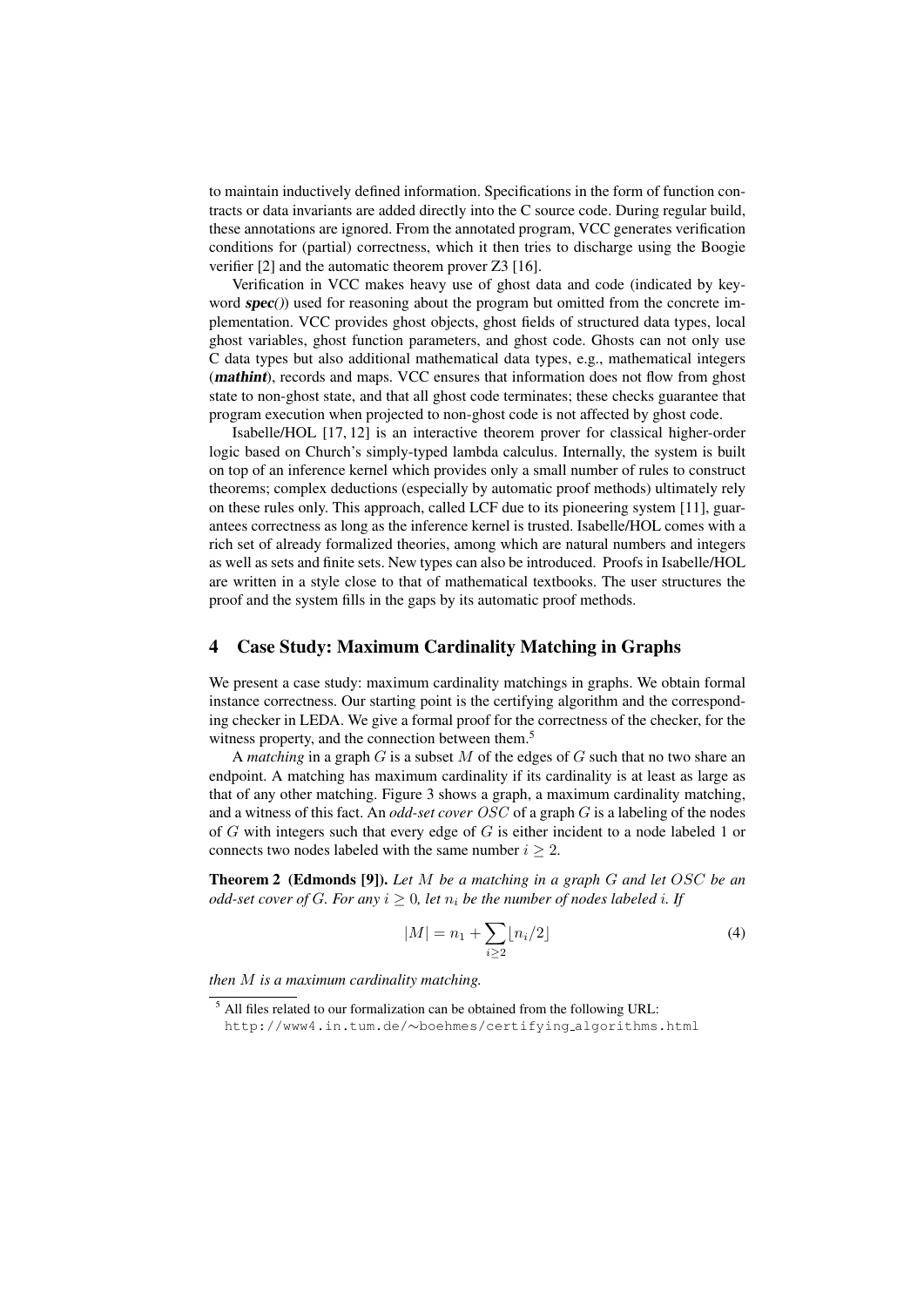to maintain inductively defined information. Specifications in the form of function contracts or data invariants are added directly into the C source code. During regular build, these annotations are ignored. From the annotated program, VCC generates verification conditions for (partial) correctness, which it then tries to discharge using the Boogie verifier [2] and the automatic theorem prover Z3 [16].

Verification in VCC makes heavy use of ghost data and code (indicated by keyword ***spec()***) used for reasoning about the program but omitted from the concrete implementation. VCC provides ghost objects, ghost fields of structured data types, local ghost variables, ghost function parameters, and ghost code. Ghosts can not only use C data types but also additional mathematical data types, e.g., mathematical integers (***mathint***), records and maps. VCC ensures that information does not flow from ghost state to non-ghost state, and that all ghost code terminates; these checks guarantee that program execution when projected to non-ghost code is not affected by ghost code.

Isabelle/HOL [17, 12] is an interactive theorem prover for classical higher-order logic based on Church's simply-typed lambda calculus. Internally, the system is built on top of an inference kernel which provides only a small number of rules to construct theorems; complex deductions (especially by automatic proof methods) ultimately rely on these rules only. This approach, called LCF due to its pioneering system [11], guarantees correctness as long as the inference kernel is trusted. Isabelle/HOL comes with a rich set of already formalized theories, among which are natural numbers and integers as well as sets and finite sets. New types can also be introduced. Proofs in Isabelle/HOL are written in a style close to that of mathematical textbooks. The user structures the proof and the system fills in the gaps by its automatic proof methods.

## 4 Case Study: Maximum Cardinality Matching in Graphs

We present a case study: maximum cardinality matchings in graphs. We obtain formal instance correctness. Our starting point is the certifying algorithm and the corresponding checker in LEDA. We give a formal proof for the correctness of the checker, for the witness property, and the connection between them.[5]

A *matching* in a graph $G$ is a subset $M$ of the edges of $G$ such that no two share an endpoint. A matching has maximum cardinality if its cardinality is at least as large as that of any other matching. Figure 3 shows a graph, a maximum cardinality matching, and a witness of this fact. An *odd-set cover* $OSC$ of a graph $G$ is a labeling of the nodes of $G$ with integers such that every edge of $G$ is either incident to a node labeled 1 or connects two nodes labeled with the same number $i \geq 2$.

**Theorem 2 (Edmonds [9]).** *Let $M$ be a matching in a graph $G$ and let $OSC$ be an odd-set cover of $G$. For any $i \geq 0$, let $n_i$ be the number of nodes labeled $i$. If*

$$|M| = n_1 + \sum_{i \geq 2} \lfloor n_i/2 \rfloor \tag{4}$$

*then $M$ is a maximum cardinality matching.*

[5] All files related to our formalization can be obtained from the following URL: http://www4.in.tum.de/∼boehmes/certifying_algorithms.html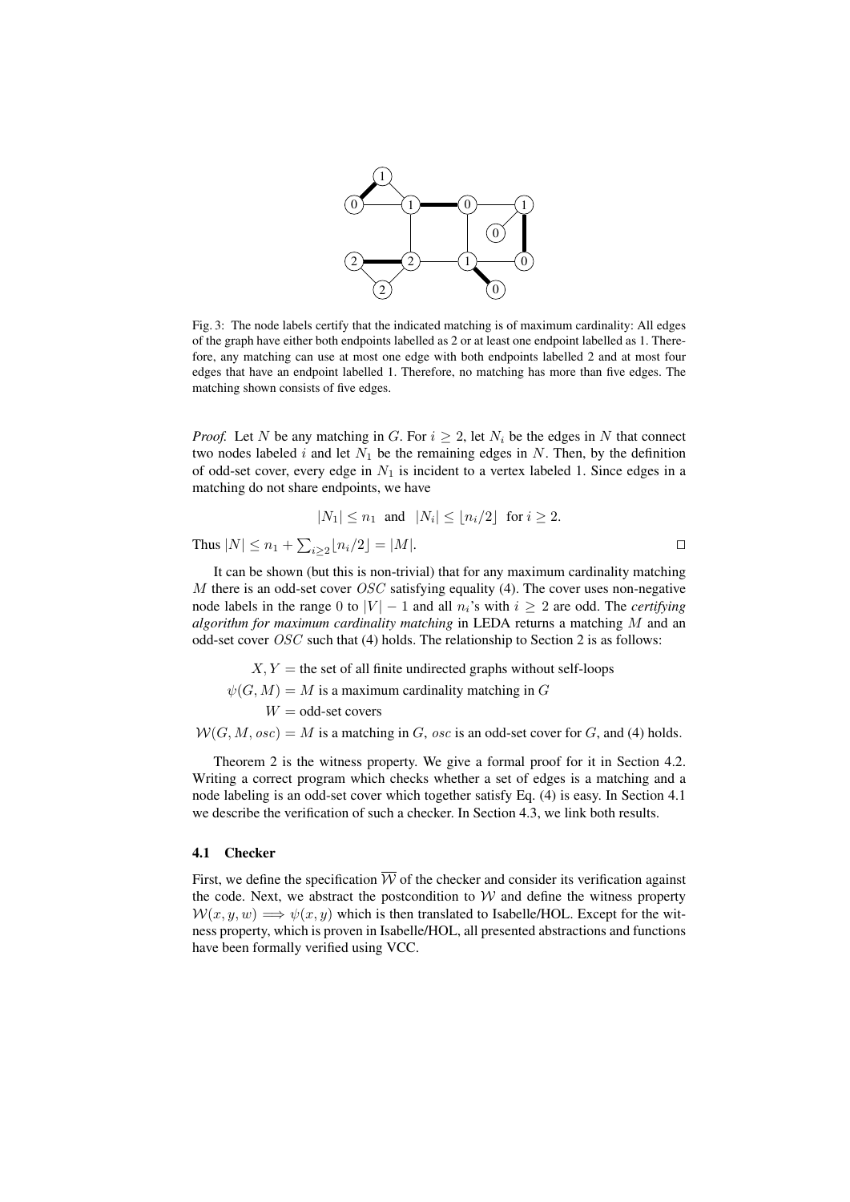Fig. 3: The node labels certify that the indicated matching is of maximum cardinality: All edges of the graph have either both endpoints labelled as 2 or at least one endpoint labelled as 1. Therefore, any matching can use at most one edge with both endpoints labelled 2 and at most four edges that have an endpoint labelled 1. Therefore, no matching has more than five edges. The matching shown consists of five edges.

*Proof.* Let $N$ be any matching in $G$. For $i \geq 2$, let $N_i$ be the edges in $N$ that connect two nodes labeled $i$ and let $N_1$ be the remaining edges in $N$. Then, by the definition of odd-set cover, every edge in $N_1$ is incident to a vertex labeled 1. Since edges in a matching do not share endpoints, we have

$$|N_1| \leq n_1 \quad \text{and} \quad |N_i| \leq \lfloor n_i/2 \rfloor \quad \text{for } i \geq 2.$$

Thus $|N| \leq n_1 + \sum_{i \geq 2} \lfloor n_i/2 \rfloor = |M|$. □

It can be shown (but this is non-trivial) that for any maximum cardinality matching $M$ there is an odd-set cover $OSC$ satisfying equality (4). The cover uses non-negative node labels in the range 0 to $|V| - 1$ and all $n_i$'s with $i \geq 2$ are odd. The *certifying algorithm for maximum cardinality matching* in LEDA returns a matching $M$ and an odd-set cover $OSC$ such that (4) holds. The relationship to Section 2 is as follows:

$$X, Y = \text{the set of all finite undirected graphs without self-loops}$$
$$\psi(G, M) = M \text{ is a maximum cardinality matching in } G$$
$$W = \text{odd-set covers}$$
$$\mathcal{W}(G, M, osc) = M \text{ is a matching in } G,\ osc \text{ is an odd-set cover for } G, \text{ and (4) holds.}$$

Theorem 2 is the witness property. We give a formal proof for it in Section 4.2. Writing a correct program which checks whether a set of edges is a matching and a node labeling is an odd-set cover which together satisfy Eq. (4) is easy. In Section 4.1 we describe the verification of such a checker. In Section 4.3, we link both results.

### 4.1 Checker

First, we define the specification $\overline{\mathcal{W}}$ of the checker and consider its verification against the code. Next, we abstract the postcondition to $\mathcal{W}$ and define the witness property $\mathcal{W}(x, y, w) \implies \psi(x, y)$ which is then translated to Isabelle/HOL. Except for the witness property, which is proven in Isabelle/HOL, all presented abstractions and functions have been formally verified using VCC.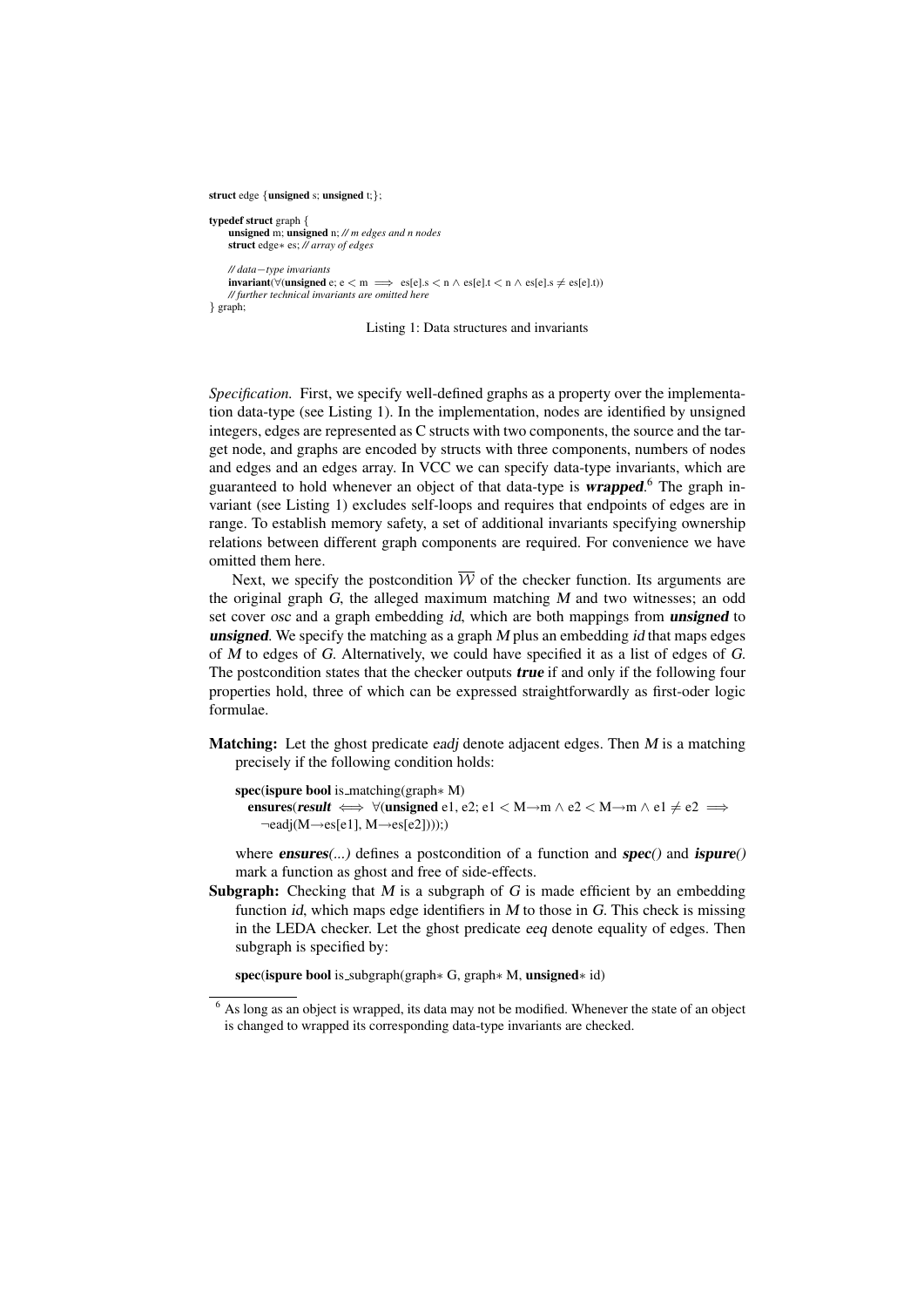```
struct edge {unsigned s; unsigned t;};

typedef struct graph {
    unsigned m; unsigned n; // m edges and n nodes
    struct edge* es; // array of edges

    // data−type invariants
    invariant(∀(unsigned e; e < m ⟹ es[e].s < n ∧ es[e].t < n ∧ es[e].s ≠ es[e].t))
    // further technical invariants are omitted here
} graph;
```

Listing 1: Data structures and invariants

*Specification.* First, we specify well-defined graphs as a property over the implementation data-type (see Listing 1). In the implementation, nodes are identified by unsigned integers, edges are represented as C structs with two components, the source and the target node, and graphs are encoded by structs with three components, numbers of nodes and edges and an edges array. In VCC we can specify data-type invariants, which are guaranteed to hold whenever an object of that data-type is ***wrapped***.[6] The graph invariant (see Listing 1) excludes self-loops and requires that endpoints of edges are in range. To establish memory safety, a set of additional invariants specifying ownership relations between different graph components are required. For convenience we have omitted them here.

Next, we specify the postcondition $\overline{\mathcal{W}}$ of the checker function. Its arguments are the original graph $G$, the alleged maximum matching $M$ and two witnesses; an odd set cover *osc* and a graph embedding *id*, which are both mappings from ***unsigned*** to ***unsigned***. We specify the matching as a graph $M$ plus an embedding *id* that maps edges of $M$ to edges of $G$. Alternatively, we could have specified it as a list of edges of $G$. The postcondition states that the checker outputs ***true*** if and only if the following four properties hold, three of which can be expressed straightforwardly as first-oder logic formulae.

**Matching:** Let the ghost predicate *eadj* denote adjacent edges. Then $M$ is a matching precisely if the following condition holds:

```
spec(ispure bool is_matching(graph* M)
  ensures(result ⟺ ∀(unsigned e1, e2; e1 < M→m ∧ e2 < M→m ∧ e1 ≠ e2 ⟹
    ¬eadj(M→es[e1], M→es[e2])));)
```

where ***ensures(...)*** defines a postcondition of a function and ***spec()*** and ***ispure()*** mark a function as ghost and free of side-effects.

**Subgraph:** Checking that $M$ is a subgraph of $G$ is made efficient by an embedding function *id*, which maps edge identifiers in $M$ to those in $G$. This check is missing in the LEDA checker. Let the ghost predicate *eeq* denote equality of edges. Then subgraph is specified by:

```
spec(ispure bool is_subgraph(graph* G, graph* M, unsigned* id)
```

[6] As long as an object is wrapped, its data may not be modified. Whenever the state of an object is changed to wrapped its corresponding data-type invariants are checked.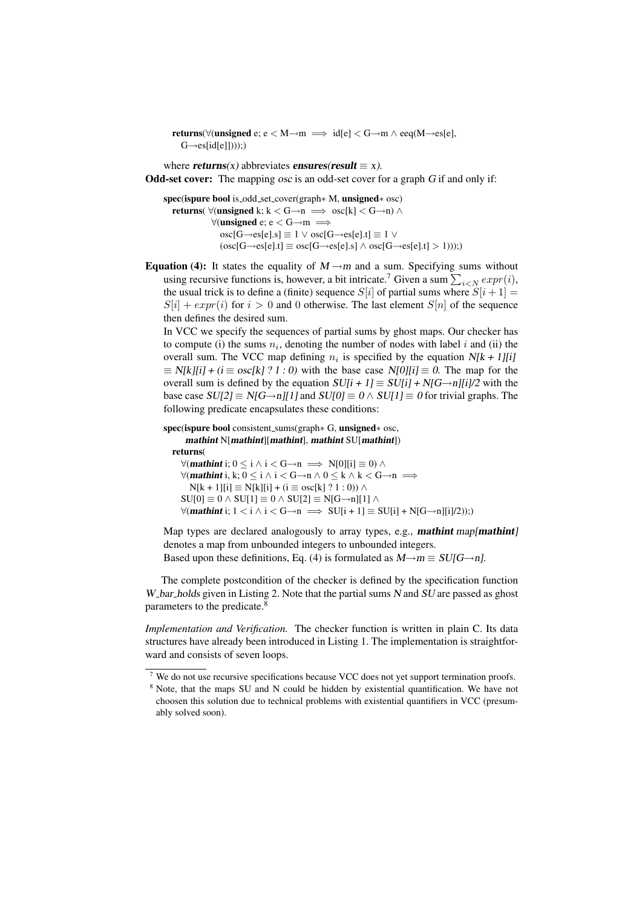```
returns(∀(unsigned e; e < M→m ⟹ id[e] < G→m ∧ eeq(M→es[e],
  G→es[id[e]])));)
```

where ***returns**(x)* abbreviates ***ensures**(**result** ≡ x)*.

**Odd-set cover:** The mapping *osc* is an odd-set cover for a graph *G* if and only if:

```
spec(ispure bool is_odd_set_cover(graph* M, unsigned* osc)
  returns( ∀(unsigned k; k < G→n ⟹ osc[k] < G→n) ∧
           ∀(unsigned e; e < G→m ⟹
             osc[G→es[e].s] ≡ 1 ∨ osc[G→es[e].t] ≡ 1 ∨
             (osc[G→es[e].t] ≡ osc[G→es[e].s] ∧ osc[G→es[e].t] > 1)));)
```

**Equation (4):** It states the equality of *M→m* and a sum. Specifying sums without using recursive functions is, however, a bit intricate.[7] Given a sum $\sum_{i<N} expr(i)$, the usual trick is to define a (finite) sequence $S[i]$ of partial sums where $S[i+1] = S[i] + expr(i)$ for $i > 0$ and $0$ otherwise. The last element $S[n]$ of the sequence then defines the desired sum.

In VCC we specify the sequences of partial sums by ghost maps. Our checker has to compute (i) the sums $n_i$, denoting the number of nodes with label $i$ and (ii) the overall sum. The VCC map defining $n_i$ is specified by the equation *N[k + 1][i] ≡ N[k][i] + (i ≡ osc[k] ? 1 : 0)* with the base case *N[0][i] ≡ 0*. The map for the overall sum is defined by the equation *SU[i + 1] ≡ SU[i] + N[G→n][i]/2* with the base case *SU[2] ≡ N[G→n][1]* and *SU[0] ≡ 0 ∧ SU[1] ≡ 0* for trivial graphs. The following predicate encapsulates these conditions:

```
spec(ispure bool consistent_sums(graph* G, unsigned* osc,
     mathint N[mathint][mathint], mathint SU[mathint])
  returns(
    ∀(mathint i; 0 ≤ i ∧ i < G→n ⟹ N[0][i] ≡ 0) ∧
    ∀(mathint i, k; 0 ≤ i ∧ i < G→n ∧ 0 ≤ k ∧ k < G→n ⟹
      N[k + 1][i] ≡ N[k][i] + (i ≡ osc[k] ? 1 : 0)) ∧
    SU[0] ≡ 0 ∧ SU[1] ≡ 0 ∧ SU[2] ≡ N[G→n][1] ∧
    ∀(mathint i; 1 < i ∧ i < G→n ⟹ SU[i + 1] ≡ SU[i] + N[G→n][i]/2));)
```

Map types are declared analogously to array types, e.g., ***mathint** map[**mathint**]* denotes a map from unbounded integers to unbounded integers.

Based upon these definitions, Eq. (4) is formulated as *M→m ≡ SU[G→n]*.

The complete postcondition of the checker is defined by the specification function *W_bar_holds* given in Listing 2. Note that the partial sums *N* and *SU* are passed as ghost parameters to the predicate.[8]

*Implementation and Verification.* The checker function is written in plain C. Its data structures have already been introduced in Listing 1. The implementation is straightforward and consists of seven loops.

---

[7] We do not use recursive specifications because VCC does not yet support termination proofs.

[8] Note, that the maps SU and N could be hidden by existential quantification. We have not choosen this solution due to technical problems with existential quantifiers in VCC (presumably solved soon).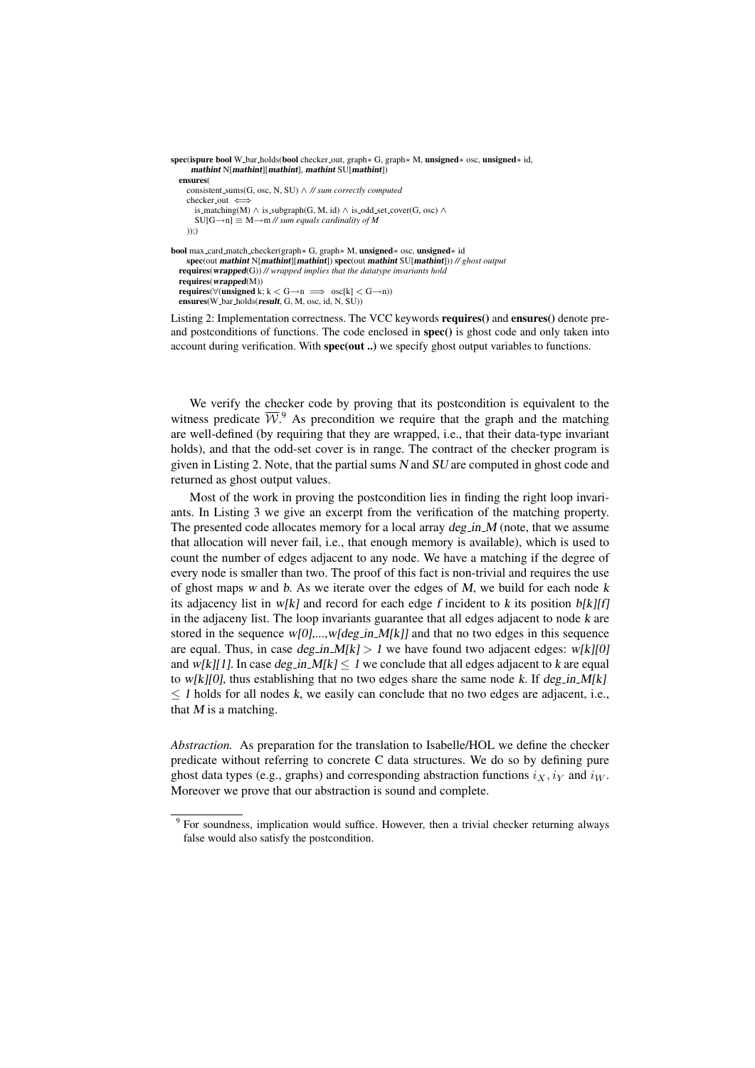```
spec(ispure bool W_bar_holds(bool checker_out, graph∗ G, graph∗ M, unsigned∗ osc, unsigned∗ id,
     mathint N[mathint][mathint], mathint SU[mathint])
  ensures(
    consistent_sums(G, osc, N, SU) ∧ // sum correctly computed
    checker_out ⟺
      is_matching(M) ∧ is_subgraph(G, M, id) ∧ is_odd_set_cover(G, osc) ∧
      SU[G→n] ≡ M→m // sum equals cardinality of M
    ));)

bool max_card_match_checker(graph∗ G, graph∗ M, unsigned∗ osc, unsigned∗ id
     spec(out mathint N[mathint][mathint]) spec(out mathint SU[mathint])) // ghost output
  requires(wrapped(G)) // wrapped implies that the datatype invariants hold
  requires(wrapped(M))
  requires(∀(unsigned k; k < G→n  ⟹  osc[k] < G→n))
  ensures(W_bar_holds(result, G, M, osc, id, N, SU))
```

Listing 2: Implementation correctness. The VCC keywords **requires()** and **ensures()** denote pre- and postconditions of functions. The code enclosed in **spec()** is ghost code and only taken into account during verification. With **spec(out ..)** we specify ghost output variables to functions.

We verify the checker code by proving that its postcondition is equivalent to the witness predicate $\overline{\mathcal{W}}$.[9] As precondition we require that the graph and the matching are well-defined (by requiring that they are wrapped, i.e., that their data-type invariant holds), and that the odd-set cover is in range. The contract of the checker program is given in Listing 2. Note, that the partial sums $N$ and $SU$ are computed in ghost code and returned as ghost output values.

Most of the work in proving the postcondition lies in finding the right loop invariants. In Listing 3 we give an excerpt from the verification of the matching property. The presented code allocates memory for a local array *deg_in_M* (note, that we assume that allocation will never fail, i.e., that enough memory is available), which is used to count the number of edges adjacent to any node. We have a matching if the degree of every node is smaller than two. The proof of this fact is non-trivial and requires the use of ghost maps $w$ and $b$. As we iterate over the edges of $M$, we build for each node $k$ its adjacency list in *w[k]* and record for each edge $f$ incident to $k$ its position *b[k][f]* in the adjaceny list. The loop invariants guarantee that all edges adjacent to node $k$ are stored in the sequence *w[0],...,w[deg_in_M[k]]* and that no two edges in this sequence are equal. Thus, in case *deg_in_M[k]* $> 1$ we have found two adjacent edges: *w[k][0]* and *w[k][1]*. In case *deg_in_M[k]* $\leq 1$ we conclude that all edges adjacent to $k$ are equal to *w[k][0]*, thus establishing that no two edges share the same node $k$. If *deg_in_M[k]* $\leq 1$ holds for all nodes $k$, we easily can conclude that no two edges are adjacent, i.e., that $M$ is a matching.

*Abstraction.* As preparation for the translation to Isabelle/HOL we define the checker predicate without referring to concrete C data structures. We do so by defining pure ghost data types (e.g., graphs) and corresponding abstraction functions $i_X, i_Y$ and $i_W$. Moreover we prove that our abstraction is sound and complete.

[9] For soundness, implication would suffice. However, then a trivial checker returning always false would also satisfy the postcondition.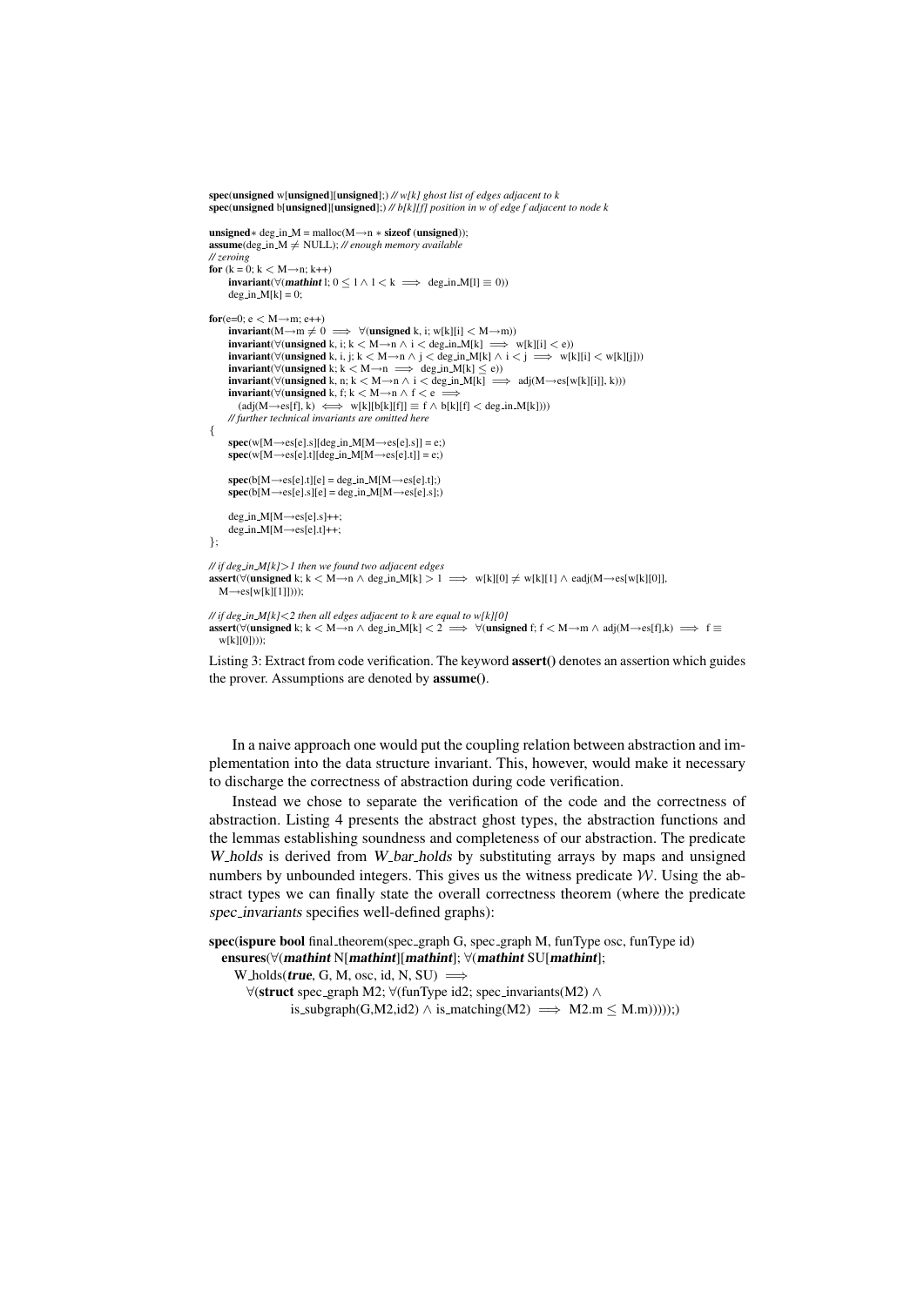```
spec(unsigned w[unsigned][unsigned];) // w[k] ghost list of edges adjacent to k
spec(unsigned b[unsigned][unsigned];) // b[k][f] position in w of edge f adjacent to node k

unsigned* deg_in_M = malloc(M→n * sizeof (unsigned));
assume(deg_in_M ≠ NULL); // enough memory available
// zeroing
for (k = 0; k < M→n; k++)
    invariant(∀(mathint l; 0 ≤ l ∧ l < k ⟹ deg_in_M[l] ≡ 0))
    deg_in_M[k] = 0;

for(e=0; e < M→m; e++)
    invariant(M→m ≠ 0 ⟹ ∀(unsigned k, i; w[k][i] < M→m))
    invariant(∀(unsigned k, i; k < M→n ∧ i < deg_in_M[k] ⟹ w[k][i] < e))
    invariant(∀(unsigned k, i, j; k < M→n ∧ j < deg_in_M[k] ∧ i < j ⟹ w[k][i] < w[k][j]))
    invariant(∀(unsigned k; k < M→n ⟹ deg_in_M[k] ≤ e))
    invariant(∀(unsigned k, n; k < M→n ∧ i < deg_in_M[k] ⟹ adj(M→es[w[k][i]], k)))
    invariant(∀(unsigned k, f; k < M→n ∧ f < e ⟹
        (adj(M→es[f], k) ⟺ w[k][b[k][f]] ≡ f ∧ b[k][f] < deg_in_M[k])))
    // further technical invariants are omitted here
{
    spec(w[M→es[e].s][deg_in_M[M→es[e].s]] = e;)
    spec(w[M→es[e].t][deg_in_M[M→es[e].t]] = e;)

    spec(b[M→es[e].t][e] = deg_in_M[M→es[e].t];)
    spec(b[M→es[e].s][e] = deg_in_M[M→es[e].s];)

    deg_in_M[M→es[e].s]++;
    deg_in_M[M→es[e].t]++;
};

// if deg_in_M[k]>1 then we found two adjacent edges
assert(∀(unsigned k; k < M→n ∧ deg_in_M[k] > 1 ⟹ w[k][0] ≠ w[k][1] ∧ eadj(M→es[w[k][0]],
  M→es[w[k][1]])));

// if deg_in_M[k]<2 then all edges adjacent to k are equal to w[k][0]
assert(∀(unsigned k; k < M→n ∧ deg_in_M[k] < 2 ⟹ ∀(unsigned f; f < M→m ∧ adj(M→es[f],k) ⟹ f ≡
  w[k][0])));
```

Listing 3: Extract from code verification. The keyword **assert()** denotes an assertion which guides the prover. Assumptions are denoted by **assume()**.

In a naive approach one would put the coupling relation between abstraction and implementation into the data structure invariant. This, however, would make it necessary to discharge the correctness of abstraction during code verification.

Instead we chose to separate the verification of the code and the correctness of abstraction. Listing 4 presents the abstract ghost types, the abstraction functions and the lemmas establishing soundness and completeness of our abstraction. The predicate *W_holds* is derived from *W_bar_holds* by substituting arrays by maps and unsigned numbers by unbounded integers. This gives us the witness predicate $\mathcal{W}$. Using the abstract types we can finally state the overall correctness theorem (where the predicate *spec_invariants* specifies well-defined graphs):

```
spec(ispure bool final_theorem(spec_graph G, spec_graph M, funType osc, funType id)
  ensures(∀(mathint N[mathint][mathint]; ∀(mathint SU[mathint];
    W_holds(true, G, M, osc, id, N, SU) ⟹
      ∀(struct spec_graph M2; ∀(funType id2; spec_invariants(M2) ∧
            is_subgraph(G,M2,id2) ∧ is_matching(M2) ⟹ M2.m ≤ M.m)))));)
```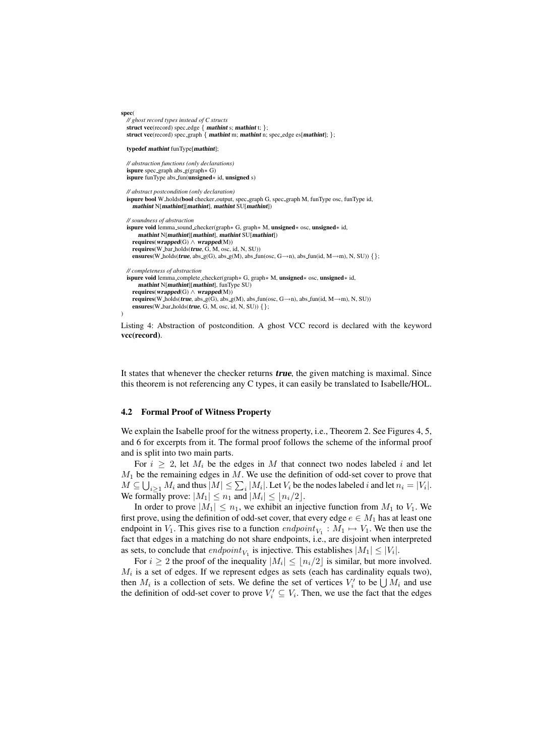```
spec(
  // ghost record types instead of C structs
  struct vcc(record) spec_edge { mathint s; mathint t; };
  struct vcc(record) spec_graph { mathint m; mathint n; spec_edge es[mathint]; };

  typedef mathint funType[mathint];

  // abstraction functions (only declarations)
  ispure spec_graph abs_g(graph∗ G)
  ispure funType abs_fun(unsigned∗ id, unsigned s)

  // abstract postcondition (only declaration)
  ispure bool W_holds(bool checker_output, spec_graph G, spec_graph M, funType osc, funType id,
     mathint N[mathint][mathint], mathint SU[mathint])

  // soundness of abstraction
  ispure void lemma_sound_checker(graph∗ G, graph∗ M, unsigned∗ osc, unsigned∗ id,
       mathint N[mathint][mathint], mathint SU[mathint])
    requires(wrapped(G) ∧ wrapped(M))
    requires(W_bar_holds(true, G, M, osc, id, N, SU))
    ensures(W_holds(true, abs_g(G), abs_g(M), abs_fun(osc, G→n), abs_fun(id, M→m), N, SU)) {};

  // completeness of abstraction
  ispure void lemma_complete_checker(graph∗ G, graph∗ M, unsigned∗ osc, unsigned∗ id,
       mathint N[mathint][mathint], funType SU)
    requires(wrapped(G) ∧ wrapped(M))
    requires(W_holds(true, abs_g(G), abs_g(M), abs_fun(osc, G→n), abs_fun(id, M→m), N, SU))
    ensures(W_bar_holds(true, G, M, osc, id, N, SU)) {};
)
```

Listing 4: Abstraction of postcondition. A ghost VCC record is declared with the keyword **vcc(record)**.

It states that whenever the checker returns ***true***, the given matching is maximal. Since this theorem is not referencing any C types, it can easily be translated to Isabelle/HOL.

### 4.2 Formal Proof of Witness Property

We explain the Isabelle proof for the witness property, i.e., Theorem 2. See Figures 4, 5, and 6 for excerpts from it. The formal proof follows the scheme of the informal proof and is split into two main parts.

For $i \geq 2$, let $M_i$ be the edges in $M$ that connect two nodes labeled $i$ and let $M_1$ be the remaining edges in $M$. We use the definition of odd-set cover to prove that $M \subseteq \bigcup_{i \geq 1} M_i$ and thus $|M| \leq \sum_i |M_i|$. Let $V_i$ be the nodes labeled $i$ and let $n_i = |V_i|$. We formally prove: $|M_1| \leq n_1$ and $|M_i| \leq \lfloor n_i/2 \rfloor$.

In order to prove $|M_1| \leq n_1$, we exhibit an injective function from $M_1$ to $V_1$. We first prove, using the definition of odd-set cover, that every edge $e \in M_1$ has at least one endpoint in $V_1$. This gives rise to a function $endpoint_{V_1} : M_1 \mapsto V_1$. We then use the fact that edges in a matching do not share endpoints, i.e., are disjoint when interpreted as sets, to conclude that $endpoint_{V_1}$ is injective. This establishes $|M_1| \leq |V_i|$.

For $i \geq 2$ the proof of the inequality $|M_i| \leq \lfloor n_i/2 \rfloor$ is similar, but more involved. $M_i$ is a set of edges. If we represent edges as sets (each has cardinality equals two), then $M_i$ is a collection of sets. We define the set of vertices $V_i'$ to be $\bigcup M_i$ and use the definition of odd-set cover to prove $V_i' \subseteq V_i$. Then, we use the fact that the edges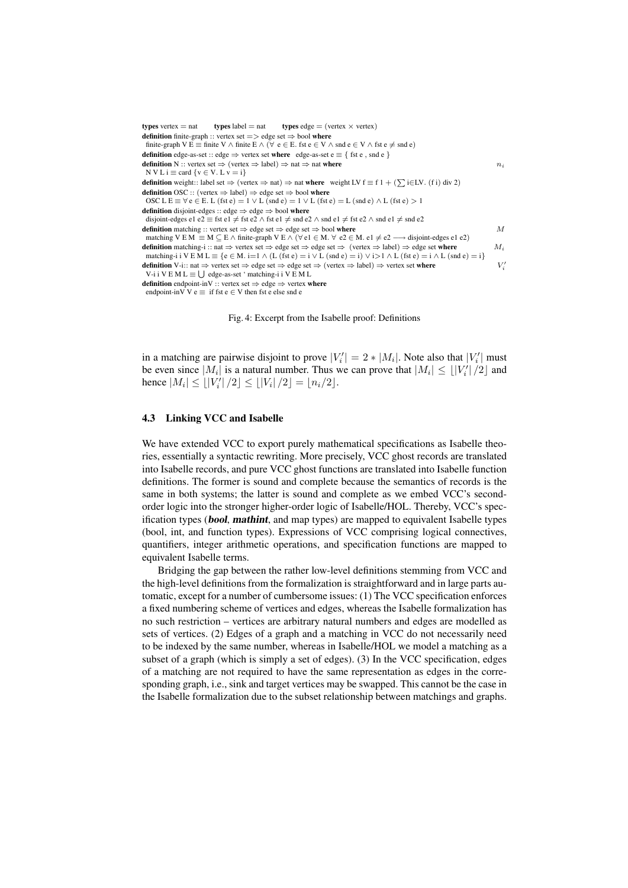```
types vertex = nat        types label = nat        types edge = (vertex × vertex)
definition finite-graph :: vertex set => edge set ⇒ bool where
  finite-graph V E ≡ finite V ∧ finite E ∧ (∀ e ∈ E. fst e ∈ V ∧ snd e ∈ V ∧ fst e ≠ snd e)
definition edge-as-set :: edge ⇒ vertex set where   edge-as-set e ≡ { fst e , snd e }
definition N :: vertex set ⇒ (vertex ⇒ label) ⇒ nat ⇒ nat where                                    n_i
  N V L i ≡ card {v ∈ V. L v = i}
definition weight:: label set ⇒ (vertex ⇒ nat) ⇒ nat where   weight LV f ≡ f 1 + (∑ i∈LV. (f i) div 2)
definition OSC :: (vertex ⇒ label) ⇒ edge set ⇒ bool where
  OSC L E ≡ ∀ e ∈ E. L (fst e) = 1 ∨ L (snd e) = 1 ∨ L (fst e) = L (snd e) ∧ L (fst e) > 1
definition disjoint-edges :: edge ⇒ edge ⇒ bool where
  disjoint-edges e1 e2 ≡ fst e1 ≠ fst e2 ∧ fst e1 ≠ snd e2 ∧ snd e1 ≠ fst e2 ∧ snd e1 ≠ snd e2
definition matching :: vertex set ⇒ edge set ⇒ edge set ⇒ bool where                               M
  matching V E M ≡ M ⊆ E ∧ finite-graph V E ∧ (∀ e1 ∈ M. ∀ e2 ∈ M. e1 ≠ e2 ⟶ disjoint-edges e1 e2)
definition matching-i :: nat ⇒ vertex set ⇒ edge set ⇒ edge set ⇒  (vertex ⇒ label) ⇒ edge set where     M_i
  matching-i i V E M L ≡ {e ∈ M. i=1 ∧ (L (fst e) = i ∨ L (snd e) = i) ∨ i>1 ∧ L (fst e) = i ∧ L (snd e) = i}
definition V-i:: nat ⇒ vertex set ⇒ edge set ⇒ edge set ⇒ (vertex ⇒ label) ⇒ vertex set where          V'_i
  V-i i V E M L ≡ ⋃ edge-as-set ' matching-i i V E M L
definition endpoint-inV :: vertex set ⇒ edge ⇒ vertex where
  endpoint-inV V e ≡  if fst e ∈ V then fst e else snd e
```

Fig. 4: Excerpt from the Isabelle proof: Definitions

in a matching are pairwise disjoint to prove $|V_i'| = 2 * |M_i|$. Note also that $|V_i'|$ must be even since $|M_i|$ is a natural number. Thus we can prove that $|M_i| \leq \lfloor |V_i'| /2 \rfloor$ and hence $|M_i| \leq \lfloor |V_i'| /2 \rfloor \leq \lfloor |V_i| /2 \rfloor = \lfloor n_i/2 \rfloor$.

### 4.3 Linking VCC and Isabelle

We have extended VCC to export purely mathematical specifications as Isabelle theories, essentially a syntactic rewriting. More precisely, VCC ghost records are translated into Isabelle records, and pure VCC ghost functions are translated into Isabelle function definitions. The former is sound and complete because the semantics of records is the same in both systems; the latter is sound and complete as we embed VCC's second-order logic into the stronger higher-order logic of Isabelle/HOL. Thereby, VCC's specification types (***bool***, ***mathint***, and map types) are mapped to equivalent Isabelle types (bool, int, and function types). Expressions of VCC comprising logical connectives, quantifiers, integer arithmetic operations, and specification functions are mapped to equivalent Isabelle terms.

Bridging the gap between the rather low-level definitions stemming from VCC and the high-level definitions from the formalization is straightforward and in large parts automatic, except for a number of cumbersome issues: (1) The VCC specification enforces a fixed numbering scheme of vertices and edges, whereas the Isabelle formalization has no such restriction – vertices are arbitrary natural numbers and edges are modelled as sets of vertices. (2) Edges of a graph and a matching in VCC do not necessarily need to be indexed by the same number, whereas in Isabelle/HOL we model a matching as a subset of a graph (which is simply a set of edges). (3) In the VCC specification, edges of a matching are not required to have the same representation as edges in the corresponding graph, i.e., sink and target vertices may be swapped. This cannot be the case in the Isabelle formalization due to the subset relationship between matchings and graphs.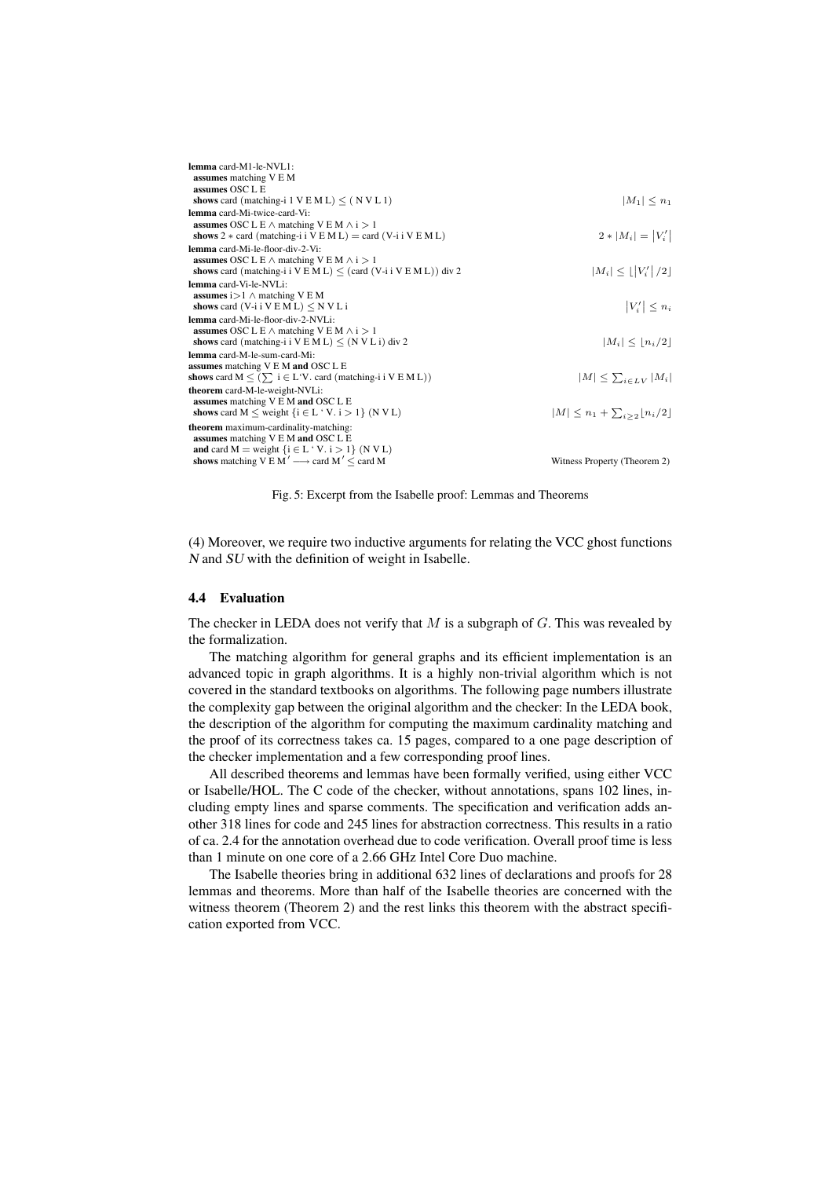```
lemma card-M1-le-NVL1:
  assumes matching V E M
  assumes OSC L E
  shows card (matching-i 1 V E M L) ≤ ( N V L 1)                                  |M_1| ≤ n_1
lemma card-Mi-twice-card-Vi:
  assumes OSC L E ∧ matching V E M ∧ i > 1
  shows 2 ∗ card (matching-i i V E M L) = card (V-i i V E M L)                    2 ∗ |M_i| = |V'_i|
lemma card-Mi-le-floor-div-2-Vi:
  assumes OSC L E ∧ matching V E M ∧ i > 1
  shows card (matching-i i V E M L) ≤ (card (V-i i V E M L)) div 2               |M_i| ≤ ⌊|V'_i| /2⌋
lemma card-Vi-le-NVLi:
  assumes i>1 ∧ matching V E M
  shows card (V-i i V E M L) ≤ N V L i                                             |V'_i| ≤ n_i
lemma card-Mi-le-floor-div-2-NVLi:
  assumes OSC L E ∧ matching V E M ∧ i > 1
  shows card (matching-i i V E M L) ≤ (N V L i) div 2                              |M_i| ≤ ⌊n_i/2⌋
lemma card-M-le-sum-card-Mi:
assumes matching V E M and OSC L E
shows card M ≤ (∑ i ∈ L‘V. card (matching-i i V E M L))                          |M| ≤ ∑_{i∈LV} |M_i|
theorem card-M-le-weight-NVLi:
  assumes matching V E M and OSC L E
  shows card M ≤ weight {i ∈ L ‘ V. i > 1} (N V L)                                |M| ≤ n_1 + ∑_{i≥2} ⌊n_i/2⌋
theorem maximum-cardinality-matching:
  assumes matching V E M and OSC L E
  and card M = weight {i ∈ L ‘ V. i > 1} (N V L)
  shows matching V E M′ ⟶ card M′ ≤ card M                                        Witness Property (Theorem 2)
```

Fig. 5: Excerpt from the Isabelle proof: Lemmas and Theorems

(4) Moreover, we require two inductive arguments for relating the VCC ghost functions *N* and *SU* with the definition of weight in Isabelle.

### 4.4 Evaluation

The checker in LEDA does not verify that $M$ is a subgraph of $G$. This was revealed by the formalization.

The matching algorithm for general graphs and its efficient implementation is an advanced topic in graph algorithms. It is a highly non-trivial algorithm which is not covered in the standard textbooks on algorithms. The following page numbers illustrate the complexity gap between the original algorithm and the checker: In the LEDA book, the description of the algorithm for computing the maximum cardinality matching and the proof of its correctness takes ca. 15 pages, compared to a one page description of the checker implementation and a few corresponding proof lines.

All described theorems and lemmas have been formally verified, using either VCC or Isabelle/HOL. The C code of the checker, without annotations, spans 102 lines, including empty lines and sparse comments. The specification and verification adds another 318 lines for code and 245 lines for abstraction correctness. This results in a ratio of ca. 2.4 for the annotation overhead due to code verification. Overall proof time is less than 1 minute on one core of a 2.66 GHz Intel Core Duo machine.

The Isabelle theories bring in additional 632 lines of declarations and proofs for 28 lemmas and theorems. More than half of the Isabelle theories are concerned with the witness theorem (Theorem 2) and the rest links this theorem with the abstract specification exported from VCC.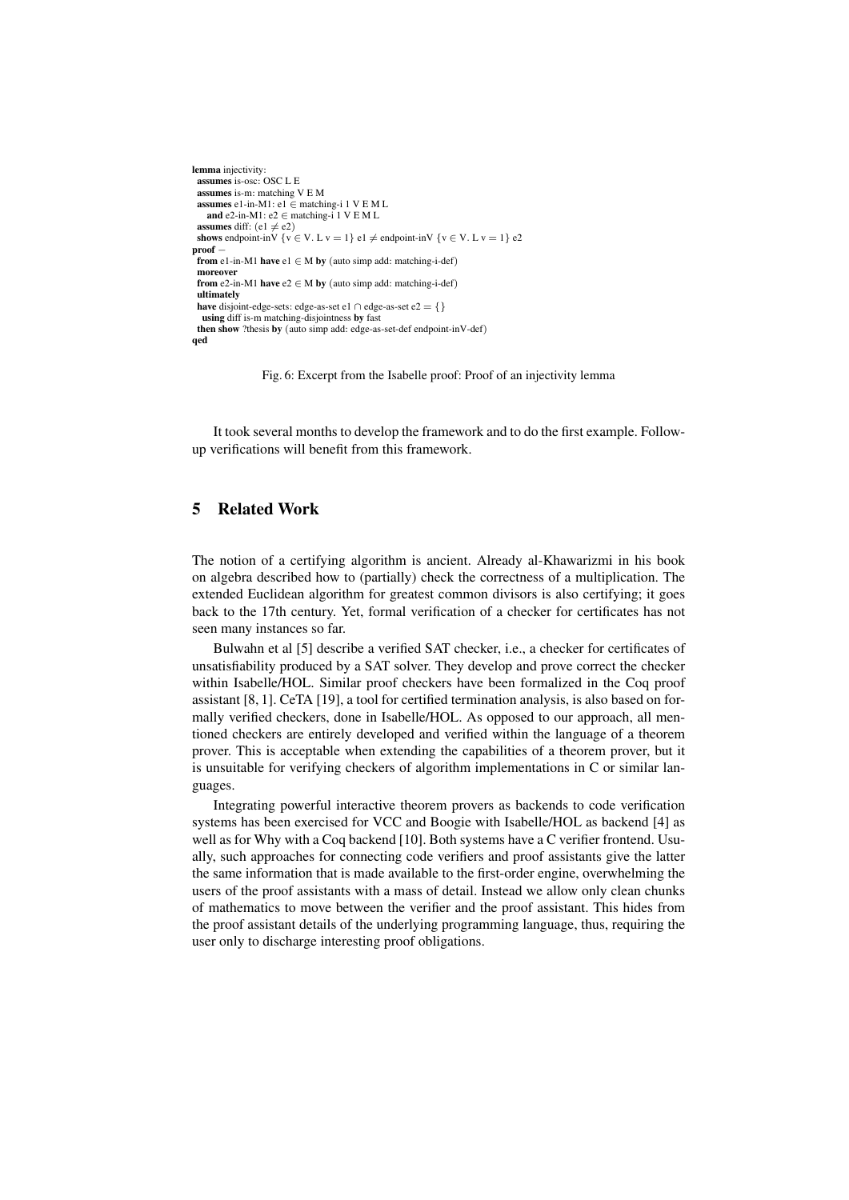```
lemma injectivity:
 assumes is-osc: OSC L E
 assumes is-m: matching V E M
 assumes e1-in-M1: e1 ∈ matching-i 1 V E M L
   and e2-in-M1: e2 ∈ matching-i 1 V E M L
 assumes diff: (e1 ≠ e2)
 shows endpoint-inV {v ∈ V. L v = 1} e1 ≠ endpoint-inV {v ∈ V. L v = 1} e2
proof −
 from e1-in-M1 have e1 ∈ M by (auto simp add: matching-i-def)
 moreover
 from e2-in-M1 have e2 ∈ M by (auto simp add: matching-i-def)
 ultimately
 have disjoint-edge-sets: edge-as-set e1 ∩ edge-as-set e2 = {}
   using diff is-m matching-disjointness by fast
 then show ?thesis by (auto simp add: edge-as-set-def endpoint-inV-def)
qed
```

Fig. 6: Excerpt from the Isabelle proof: Proof of an injectivity lemma

It took several months to develop the framework and to do the first example. Follow-up verifications will benefit from this framework.

## 5 Related Work

The notion of a certifying algorithm is ancient. Already al-Khawarizmi in his book on algebra described how to (partially) check the correctness of a multiplication. The extended Euclidean algorithm for greatest common divisors is also certifying; it goes back to the 17th century. Yet, formal verification of a checker for certificates has not seen many instances so far.

Bulwahn et al [5] describe a verified SAT checker, i.e., a checker for certificates of unsatisfiability produced by a SAT solver. They develop and prove correct the checker within Isabelle/HOL. Similar proof checkers have been formalized in the Coq proof assistant [8, 1]. CeTA [19], a tool for certified termination analysis, is also based on formally verified checkers, done in Isabelle/HOL. As opposed to our approach, all mentioned checkers are entirely developed and verified within the language of a theorem prover. This is acceptable when extending the capabilities of a theorem prover, but it is unsuitable for verifying checkers of algorithm implementations in C or similar languages.

Integrating powerful interactive theorem provers as backends to code verification systems has been exercised for VCC and Boogie with Isabelle/HOL as backend [4] as well as for Why with a Coq backend [10]. Both systems have a C verifier frontend. Usually, such approaches for connecting code verifiers and proof assistants give the latter the same information that is made available to the first-order engine, overwhelming the users of the proof assistants with a mass of detail. Instead we allow only clean chunks of mathematics to move between the verifier and the proof assistant. This hides from the proof assistant details of the underlying programming language, thus, requiring the user only to discharge interesting proof obligations.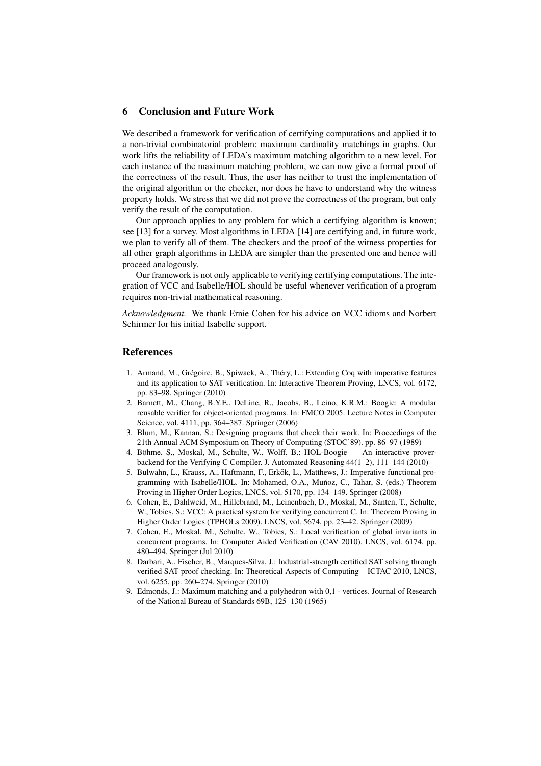## 6 Conclusion and Future Work

We described a framework for verification of certifying computations and applied it to a non-trivial combinatorial problem: maximum cardinality matchings in graphs. Our work lifts the reliability of LEDA's maximum matching algorithm to a new level. For each instance of the maximum matching problem, we can now give a formal proof of the correctness of the result. Thus, the user has neither to trust the implementation of the original algorithm or the checker, nor does he have to understand why the witness property holds. We stress that we did not prove the correctness of the program, but only verify the result of the computation.

Our approach applies to any problem for which a certifying algorithm is known; see [13] for a survey. Most algorithms in LEDA [14] are certifying and, in future work, we plan to verify all of them. The checkers and the proof of the witness properties for all other graph algorithms in LEDA are simpler than the presented one and hence will proceed analogously.

Our framework is not only applicable to verifying certifying computations. The integration of VCC and Isabelle/HOL should be useful whenever verification of a program requires non-trivial mathematical reasoning.

*Acknowledgment.* We thank Ernie Cohen for his advice on VCC idioms and Norbert Schirmer for his initial Isabelle support.

## References

1. Armand, M., Grégoire, B., Spiwack, A., Théry, L.: Extending Coq with imperative features and its application to SAT verification. In: Interactive Theorem Proving, LNCS, vol. 6172, pp. 83–98. Springer (2010)
2. Barnett, M., Chang, B.Y.E., DeLine, R., Jacobs, B., Leino, K.R.M.: Boogie: A modular reusable verifier for object-oriented programs. In: FMCO 2005. Lecture Notes in Computer Science, vol. 4111, pp. 364–387. Springer (2006)
3. Blum, M., Kannan, S.: Designing programs that check their work. In: Proceedings of the 21th Annual ACM Symposium on Theory of Computing (STOC'89). pp. 86–97 (1989)
4. Böhme, S., Moskal, M., Schulte, W., Wolff, B.: HOL-Boogie — An interactive prover-backend for the Verifying C Compiler. J. Automated Reasoning 44(1–2), 111–144 (2010)
5. Bulwahn, L., Krauss, A., Haftmann, F., Erkök, L., Matthews, J.: Imperative functional programming with Isabelle/HOL. In: Mohamed, O.A., Muñoz, C., Tahar, S. (eds.) Theorem Proving in Higher Order Logics, LNCS, vol. 5170, pp. 134–149. Springer (2008)
6. Cohen, E., Dahlweid, M., Hillebrand, M., Leinenbach, D., Moskal, M., Santen, T., Schulte, W., Tobies, S.: VCC: A practical system for verifying concurrent C. In: Theorem Proving in Higher Order Logics (TPHOLs 2009). LNCS, vol. 5674, pp. 23–42. Springer (2009)
7. Cohen, E., Moskal, M., Schulte, W., Tobies, S.: Local verification of global invariants in concurrent programs. In: Computer Aided Verification (CAV 2010). LNCS, vol. 6174, pp. 480–494. Springer (Jul 2010)
8. Darbari, A., Fischer, B., Marques-Silva, J.: Industrial-strength certified SAT solving through verified SAT proof checking. In: Theoretical Aspects of Computing – ICTAC 2010, LNCS, vol. 6255, pp. 260–274. Springer (2010)
9. Edmonds, J.: Maximum matching and a polyhedron with 0,1 - vertices. Journal of Research of the National Bureau of Standards 69B, 125–130 (1965)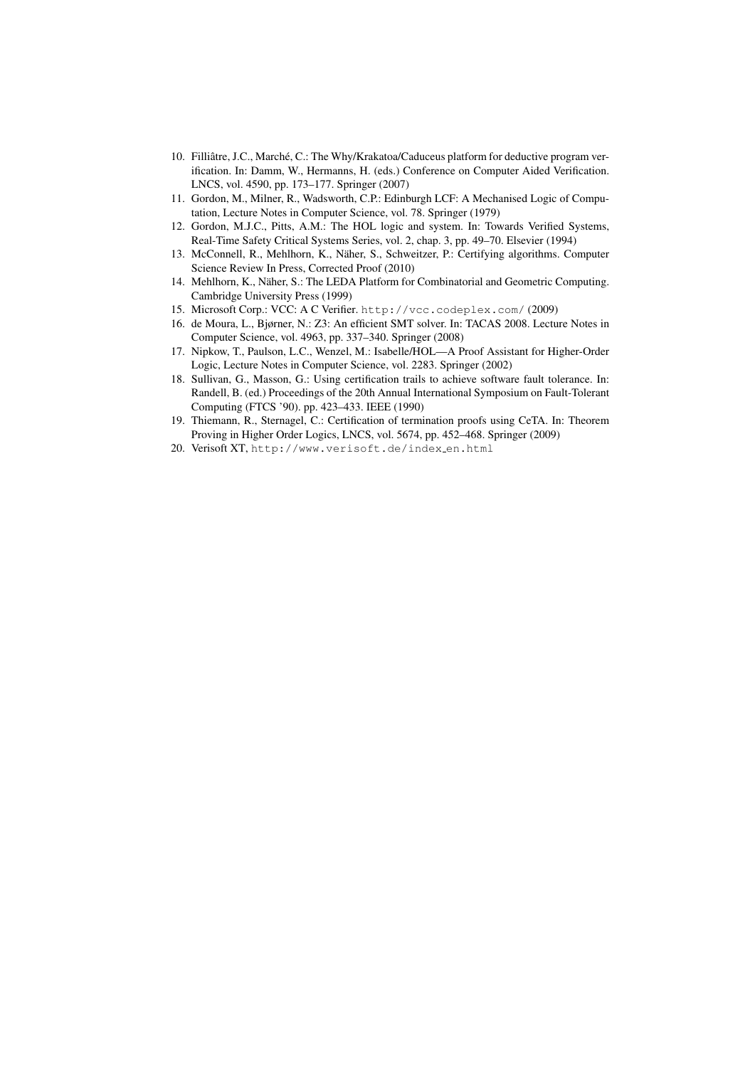10. Filliâtre, J.C., Marché, C.: The Why/Krakatoa/Caduceus platform for deductive program verification. In: Damm, W., Hermanns, H. (eds.) Conference on Computer Aided Verification. LNCS, vol. 4590, pp. 173–177. Springer (2007)
11. Gordon, M., Milner, R., Wadsworth, C.P.: Edinburgh LCF: A Mechanised Logic of Computation, Lecture Notes in Computer Science, vol. 78. Springer (1979)
12. Gordon, M.J.C., Pitts, A.M.: The HOL logic and system. In: Towards Verified Systems, Real-Time Safety Critical Systems Series, vol. 2, chap. 3, pp. 49–70. Elsevier (1994)
13. McConnell, R., Mehlhorn, K., Näher, S., Schweitzer, P.: Certifying algorithms. Computer Science Review In Press, Corrected Proof (2010)
14. Mehlhorn, K., Näher, S.: The LEDA Platform for Combinatorial and Geometric Computing. Cambridge University Press (1999)
15. Microsoft Corp.: VCC: A C Verifier. `http://vcc.codeplex.com/` (2009)
16. de Moura, L., Bjørner, N.: Z3: An efficient SMT solver. In: TACAS 2008. Lecture Notes in Computer Science, vol. 4963, pp. 337–340. Springer (2008)
17. Nipkow, T., Paulson, L.C., Wenzel, M.: Isabelle/HOL—A Proof Assistant for Higher-Order Logic, Lecture Notes in Computer Science, vol. 2283. Springer (2002)
18. Sullivan, G., Masson, G.: Using certification trails to achieve software fault tolerance. In: Randell, B. (ed.) Proceedings of the 20th Annual International Symposium on Fault-Tolerant Computing (FTCS '90). pp. 423–433. IEEE (1990)
19. Thiemann, R., Sternagel, C.: Certification of termination proofs using CeTA. In: Theorem Proving in Higher Order Logics, LNCS, vol. 5674, pp. 452–468. Springer (2009)
20. Verisoft XT, `http://www.verisoft.de/index_en.html`